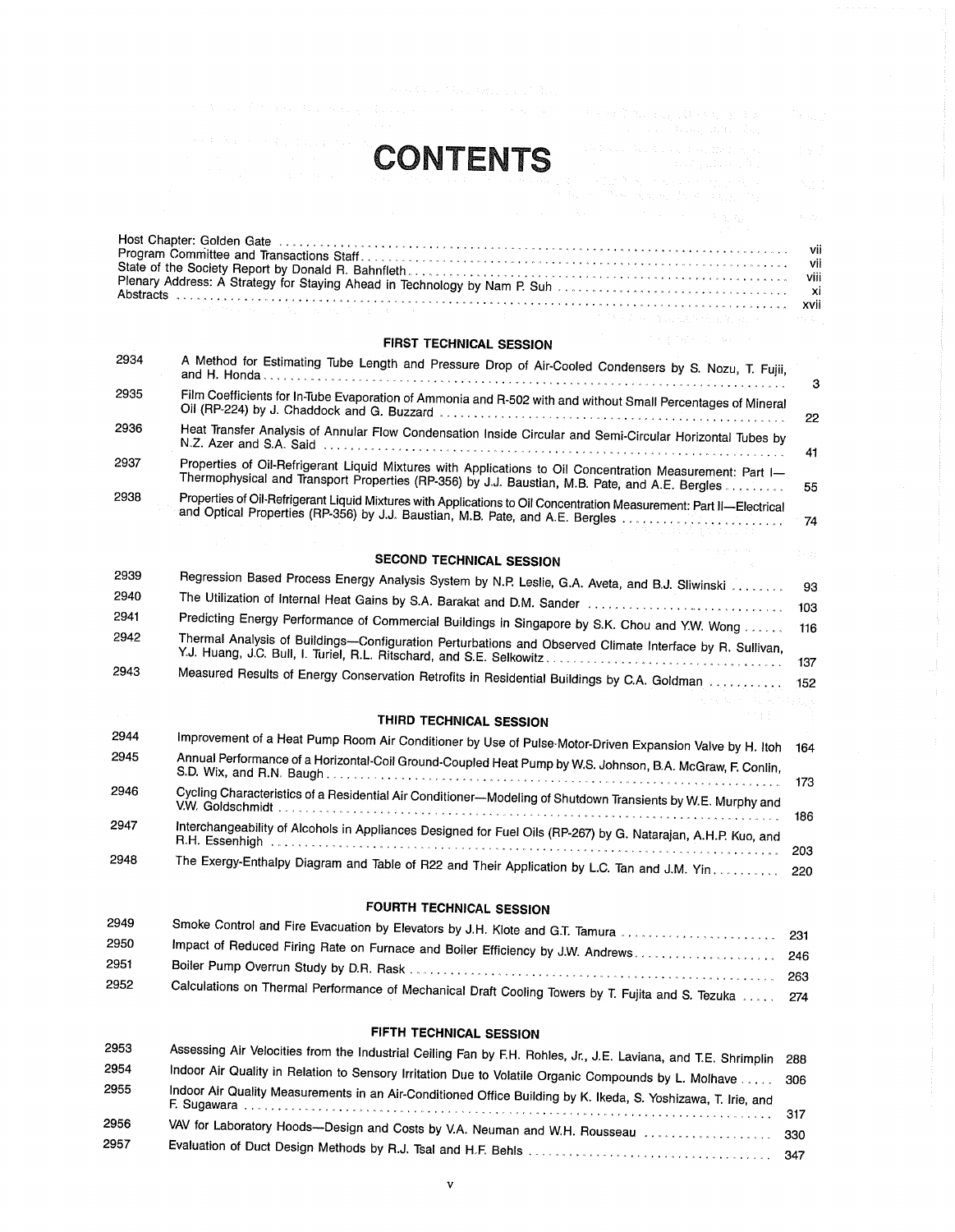# CONTENTS

| | |
|---|---|
| Host Chapter: Golden Gate | vii |
| Program Committee and Transactions Staff | vii |
| State of the Society Report by Donald R. Bahnfleth | viii |
| Plenary Address: A Strategy for Staying Ahead in Technology by Nam P. Suh | xi |
| Abstracts | xvii |

## FIRST TECHNICAL SESSION

| | | |
|---|---|---|
| 2934 | A Method for Estimating Tube Length and Pressure Drop of Air-Cooled Condensers by S. Nozu, T. Fujii, and H. Honda | 3 |
| 2935 | Film Coefficients for In-Tube Evaporation of Ammonia and R-502 with and without Small Percentages of Mineral Oil (RP-224) by J. Chaddock and G. Buzzard | 22 |
| 2936 | Heat Transfer Analysis of Annular Flow Condensation Inside Circular and Semi-Circular Horizontal Tubes by N.Z. Azer and S.A. Said | 41 |
| 2937 | Properties of Oil-Refrigerant Liquid Mixtures with Applications to Oil Concentration Measurement: Part I—Thermophysical and Transport Properties (RP-356) by J.J. Baustian, M.B. Pate, and A.E. Bergles | 55 |
| 2938 | Properties of Oil-Refrigerant Liquid Mixtures with Applications to Oil Concentration Measurement: Part II—Electrical and Optical Properties (RP-356) by J.J. Baustian, M.B. Pate, and A.E. Bergles | 74 |

## SECOND TECHNICAL SESSION

| | | |
|---|---|---|
| 2939 | Regression Based Process Energy Analysis System by N.P. Leslie, G.A. Aveta, and B.J. Sliwinski | 93 |
| 2940 | The Utilization of Internal Heat Gains by S.A. Barakat and D.M. Sander | 103 |
| 2941 | Predicting Energy Performance of Commercial Buildings in Singapore by S.K. Chou and Y.W. Wong | 116 |
| 2942 | Thermal Analysis of Buildings—Configuration Perturbations and Observed Climate Interface by R. Sullivan, Y.J. Huang, J.C. Bull, I. Turiel, R.L. Ritschard, and S.E. Selkowitz | 137 |
| 2943 | Measured Results of Energy Conservation Retrofits in Residential Buildings by C.A. Goldman | 152 |

## THIRD TECHNICAL SESSION

| | | |
|---|---|---|
| 2944 | Improvement of a Heat Pump Room Air Conditioner by Use of Pulse-Motor-Driven Expansion Valve by H. Itoh | 164 |
| 2945 | Annual Performance of a Horizontal-Coil Ground-Coupled Heat Pump by W.S. Johnson, B.A. McGraw, F. Conlin, S.D. Wix, and R.N. Baugh | 173 |
| 2946 | Cycling Characteristics of a Residential Air Conditioner—Modeling of Shutdown Transients by W.E. Murphy and V.W. Goldschmidt | 186 |
| 2947 | Interchangeability of Alcohols in Appliances Designed for Fuel Oils (RP-267) by G. Natarajan, A.H.P. Kuo, and R.H. Essenhigh | 203 |
| 2948 | The Exergy-Enthalpy Diagram and Table of R22 and Their Application by L.C. Tan and J.M. Yin | 220 |

## FOURTH TECHNICAL SESSION

| | | |
|---|---|---|
| 2949 | Smoke Control and Fire Evacuation by Elevators by J.H. Klote and G.T. Tamura | 231 |
| 2950 | Impact of Reduced Firing Rate on Furnace and Boiler Efficiency by J.W. Andrews | 246 |
| 2951 | Boiler Pump Overrun Study by D.R. Rask | 263 |
| 2952 | Calculations on Thermal Performance of Mechanical Draft Cooling Towers by T. Fujita and S. Tezuka | 274 |

## FIFTH TECHNICAL SESSION

| | | |
|---|---|---|
| 2953 | Assessing Air Velocities from the Industrial Ceiling Fan by F.H. Rohles, Jr., J.E. Laviana, and T.E. Shrimplin | 288 |
| 2954 | Indoor Air Quality in Relation to Sensory Irritation Due to Volatile Organic Compounds by L. Molhave | 306 |
| 2955 | Indoor Air Quality Measurements in an Air-Conditioned Office Building by K. Ikeda, S. Yoshizawa, T. Irie, and F. Sugawara | 317 |
| 2956 | VAV for Laboratory Hoods—Design and Costs by V.A. Neuman and W.H. Rousseau | 330 |
| 2957 | Evaluation of Duct Design Methods by R.J. Tsal and H.F. Behls | 347 |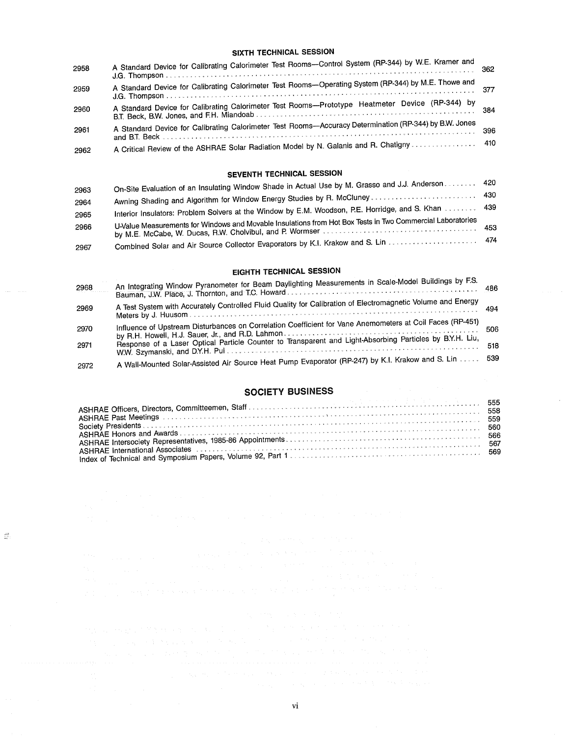## SIXTH TECHNICAL SESSION

| | | |
|---|---|---|
| 2958 | A Standard Device for Calibrating Calorimeter Test Rooms—Control System (RP-344) by W.E. Kramer and J.G. Thompson | 362 |
| 2959 | A Standard Device for Calibrating Calorimeter Test Rooms—Operating System (RP-344) by M.E. Thowe and J.G. Thompson | 377 |
| 2960 | A Standard Device for Calibrating Calorimeter Test Rooms—Prototype Heatmeter Device (RP-344) by B.T. Beck, B.W. Jones, and F.H. Miandoab | 384 |
| 2961 | A Standard Device for Calibrating Calorimeter Test Rooms—Accuracy Determination (RP-344) by B.W. Jones and B.T. Beck | 396 |
| 2962 | A Critical Review of the ASHRAE Solar Radiation Model by N. Galanis and R. Chatigny | 410 |

## SEVENTH TECHNICAL SESSION

| | | |
|---|---|---|
| 2963 | On-Site Evaluation of an Insulating Window Shade in Actual Use by M. Grasso and J.J. Anderson | 420 |
| 2964 | Awning Shading and Algorithm for Window Energy Studies by R. McCluney | 430 |
| 2965 | Interior Insulators: Problem Solvers at the Window by E.M. Woodson, P.E. Horridge, and S. Khan | 439 |
| 2966 | U-Value Measurements for Windows and Movable Insulations from Hot Box Tests in Two Commercial Laboratories by M.E. McCabe, W. Ducas, R.W. Cholvibul, and P. Wormser | 453 |
| 2967 | Combined Solar and Air Source Collector Evaporators by K.I. Krakow and S. Lin | 474 |

## EIGHTH TECHNICAL SESSION

| | | |
|---|---|---|
| 2968 | An Integrating Window Pyranometer for Beam Daylighting Measurements in Scale-Model Buildings by F.S. Bauman, J.W. Place, J. Thornton, and T.C. Howard | 486 |
| 2969 | A Test System with Accurately Controlled Fluid Quality for Calibration of Electromagnetic Volume and Energy Meters by J. Huusom | 494 |
| 2970 | Influence of Upstream Disturbances on Correlation Coefficient for Vane Anemometers at Coil Faces (RP-451) by R.H. Howell, H.J. Sauer, Jr., and R.D. Lahmon | 506 |
| 2971 | Response of a Laser Optical Particle Counter to Transparent and Light-Absorbing Particles by B.Y.H. Liu, W.W. Szymanski, and D.Y.H. Pui | 518 |
| 2972 | A Wall-Mounted Solar-Assisted Air Source Heat Pump Evaporator (RP-247) by K.I. Krakow and S. Lin | 539 |

## SOCIETY BUSINESS

| | |
|---|---|
| ASHRAE Officers, Directors, Committeemen, Staff | 555 |
| ASHRAE Past Meetings | 558 |
| Society Presidents | 559 |
| ASHRAE Honors and Awards | 560 |
| ASHRAE Intersociety Representatives, 1985-86 Appointments | 566 |
| ASHRAE International Associates | 567 |
| Index of Technical and Symposium Papers, Volume 92, Part 1 | 569 |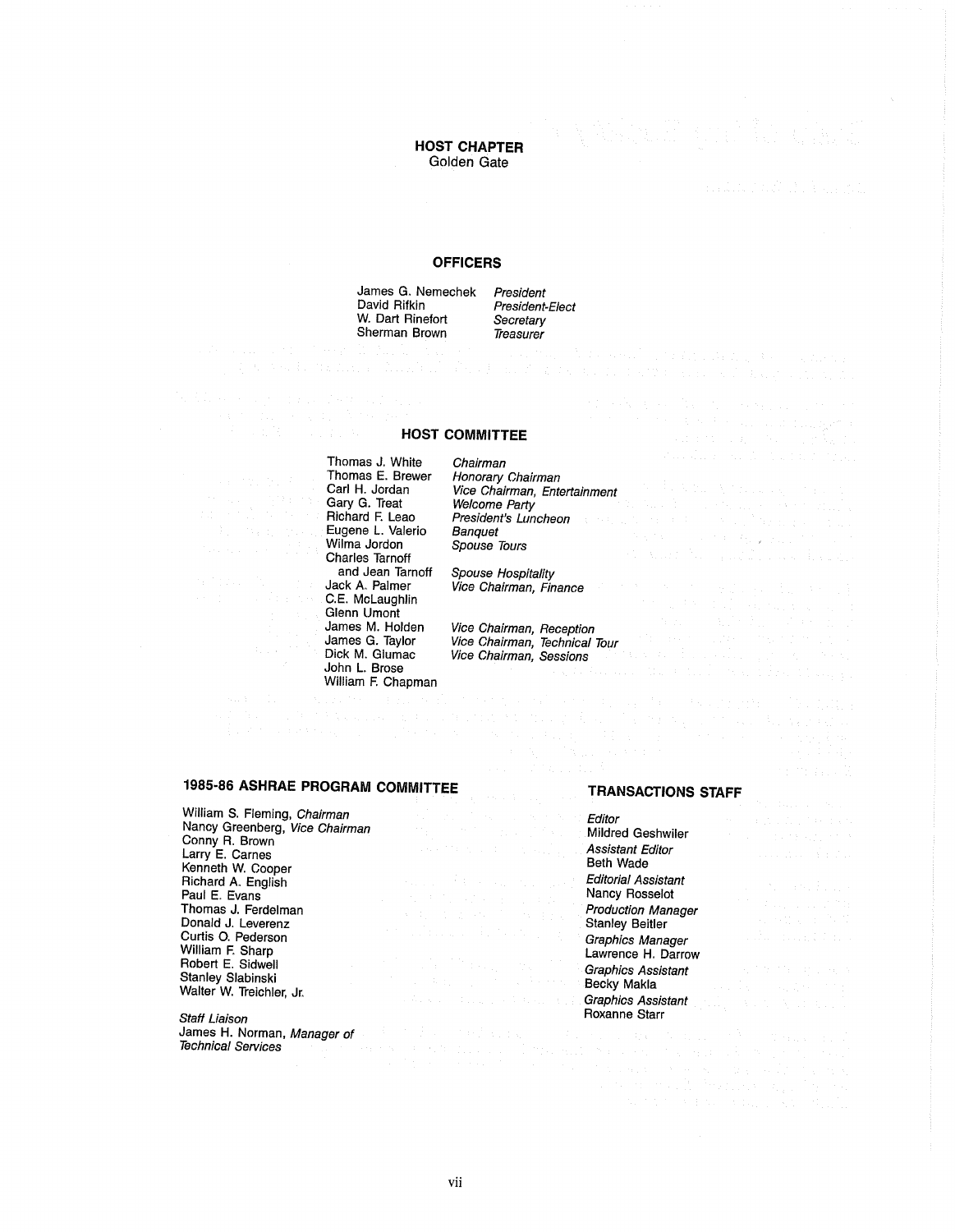## HOST CHAPTER

Golden Gate

## OFFICERS

| | |
|---|---|
| James G. Nemechek | *President* |
| David Rifkin | *President-Elect* |
| W. Dart Rinefort | *Secretary* |
| Sherman Brown | *Treasurer* |

## HOST COMMITTEE

| | |
|---|---|
| Thomas J. White | *Chairman* |
| Thomas E. Brewer | *Honorary Chairman* |
| Carl H. Jordan | *Vice Chairman, Entertainment* |
| Gary G. Treat | *Welcome Party* |
| Richard F. Leao | *President's Luncheon* |
| Eugene L. Valerio | *Banquet* |
| Wilma Jordon | *Spouse Tours* |
| Charles Tarnoff and Jean Tarnoff | *Spouse Hospitality* |
| Jack A. Palmer | *Vice Chairman, Finance* |
| C.E. McLaughlin | |
| Glenn Umont | |
| James M. Holden | *Vice Chairman, Reception* |
| James G. Taylor | *Vice Chairman, Technical Tour* |
| Dick M. Glumac | *Vice Chairman, Sessions* |
| John L. Brose | |
| William F. Chapman | |

## 1985-86 ASHRAE PROGRAM COMMITTEE

William S. Fleming, *Chairman*
Nancy Greenberg, *Vice Chairman*
Conny R. Brown
Larry E. Carnes
Kenneth W. Cooper
Richard A. English
Paul E. Evans
Thomas J. Ferdelman
Donald J. Leverenz
Curtis O. Pederson
William F. Sharp
Robert E. Sidwell
Stanley Slabinski
Walter W. Treichler, Jr.

*Staff Liaison*
James H. Norman, *Manager of Technical Services*

## TRANSACTIONS STAFF

*Editor*
Mildred Geshwiler
*Assistant Editor*
Beth Wade
*Editorial Assistant*
Nancy Rosselot
*Production Manager*
Stanley Beitler
*Graphics Manager*
Lawrence H. Darrow
*Graphics Assistant*
Becky Makla
*Graphics Assistant*
Roxanne Starr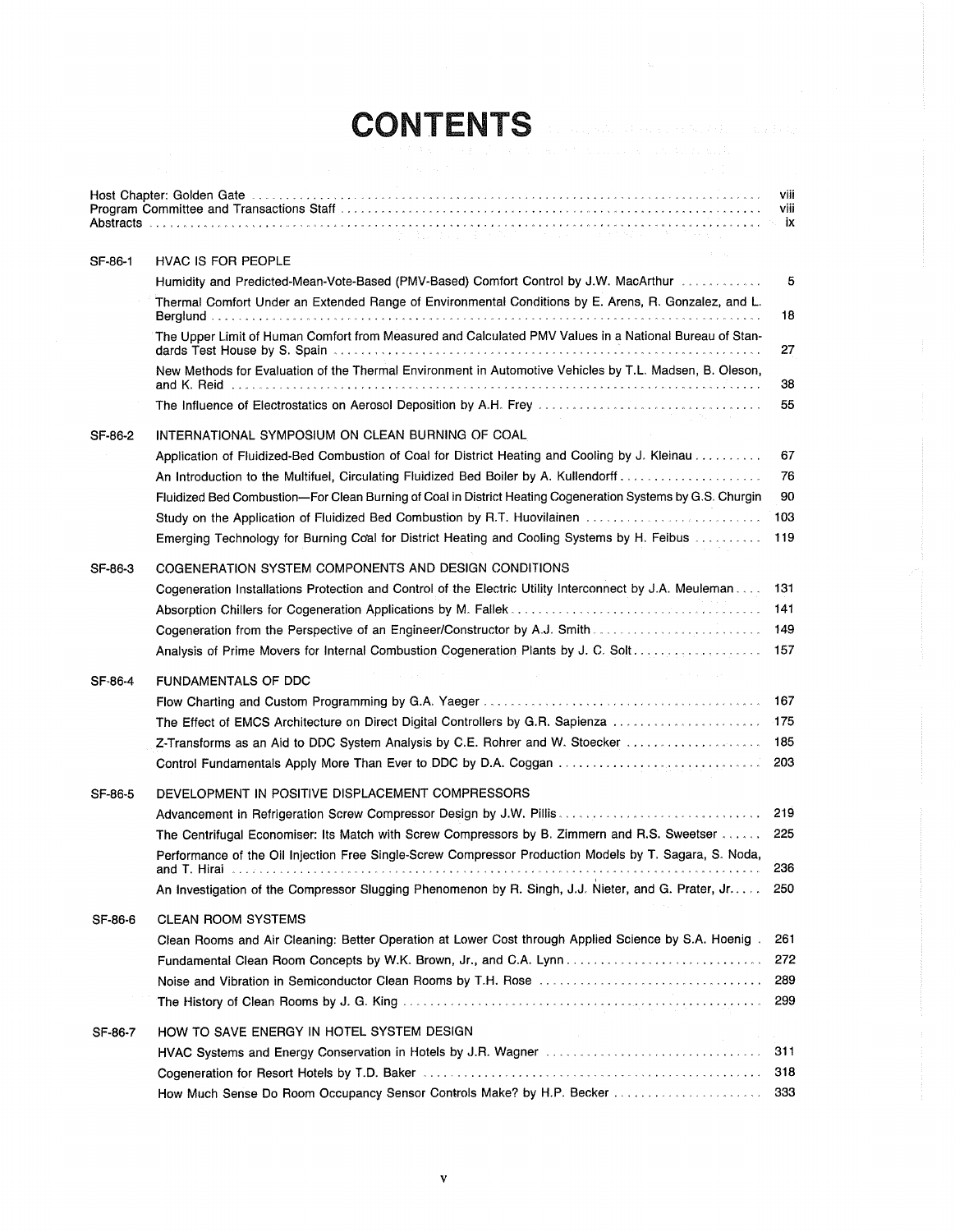# CONTENTS

Host Chapter: Golden Gate .... viii
Program Committee and Transactions Staff .... viii
Abstracts .... ix

**SF-86-1 HVAC IS FOR PEOPLE**

- Humidity and Predicted-Mean-Vote-Based (PMV-Based) Comfort Control by J.W. MacArthur .... 5
- Thermal Comfort Under an Extended Range of Environmental Conditions by E. Arens, R. Gonzalez, and L. Berglund .... 18
- The Upper Limit of Human Comfort from Measured and Calculated PMV Values in a National Bureau of Standards Test House by S. Spain .... 27
- New Methods for Evaluation of the Thermal Environment in Automotive Vehicles by T.L. Madsen, B. Oleson, and K. Reid .... 38
- The Influence of Electrostatics on Aerosol Deposition by A.H. Frey .... 55

**SF-86-2 INTERNATIONAL SYMPOSIUM ON CLEAN BURNING OF COAL**

- Application of Fluidized-Bed Combustion of Coal for District Heating and Cooling by J. Kleinau .... 67
- An Introduction to the Multifuel, Circulating Fluidized Bed Boiler by A. Kullendorff .... 76
- Fluidized Bed Combustion—For Clean Burning of Coal in District Heating Cogeneration Systems by G.S. Churgin .... 90
- Study on the Application of Fluidized Bed Combustion by R.T. Huovilainen .... 103
- Emerging Technology for Burning Coal for District Heating and Cooling Systems by H. Feibus .... 119

**SF-86-3 COGENERATION SYSTEM COMPONENTS AND DESIGN CONDITIONS**

- Cogeneration Installations Protection and Control of the Electric Utility Interconnect by J.A. Meuleman .... 131
- Absorption Chillers for Cogeneration Applications by M. Fallek .... 141
- Cogeneration from the Perspective of an Engineer/Constructor by A.J. Smith .... 149
- Analysis of Prime Movers for Internal Combustion Cogeneration Plants by J. C. Solt .... 157

**SF-86-4 FUNDAMENTALS OF DDC**

- Flow Charting and Custom Programming by G.A. Yaeger .... 167
- The Effect of EMCS Architecture on Direct Digital Controllers by G.R. Sapienza .... 175
- Z-Transforms as an Aid to DDC System Analysis by C.E. Rohrer and W. Stoecker .... 185
- Control Fundamentals Apply More Than Ever to DDC by D.A. Coggan .... 203

**SF-86-5 DEVELOPMENT IN POSITIVE DISPLACEMENT COMPRESSORS**

- Advancement in Refrigeration Screw Compressor Design by J.W. Pillis .... 219
- The Centrifugal Economiser: Its Match with Screw Compressors by B. Zimmern and R.S. Sweetser .... 225
- Performance of the Oil Injection Free Single-Screw Compressor Production Models by T. Sagara, S. Noda, and T. Hirai .... 236
- An Investigation of the Compressor Slugging Phenomenon by R. Singh, J.J. Nieter, and G. Prater, Jr. .... 250

**SF-86-6 CLEAN ROOM SYSTEMS**

- Clean Rooms and Air Cleaning: Better Operation at Lower Cost through Applied Science by S.A. Hoenig .... 261
- Fundamental Clean Room Concepts by W.K. Brown, Jr., and C.A. Lynn .... 272
- Noise and Vibration in Semiconductor Clean Rooms by T.H. Rose .... 289
- The History of Clean Rooms by J. G. King .... 299

**SF-86-7 HOW TO SAVE ENERGY IN HOTEL SYSTEM DESIGN**

- HVAC Systems and Energy Conservation in Hotels by J.R. Wagner .... 311
- Cogeneration for Resort Hotels by T.D. Baker .... 318
- How Much Sense Do Room Occupancy Sensor Controls Make? by H.P. Becker .... 333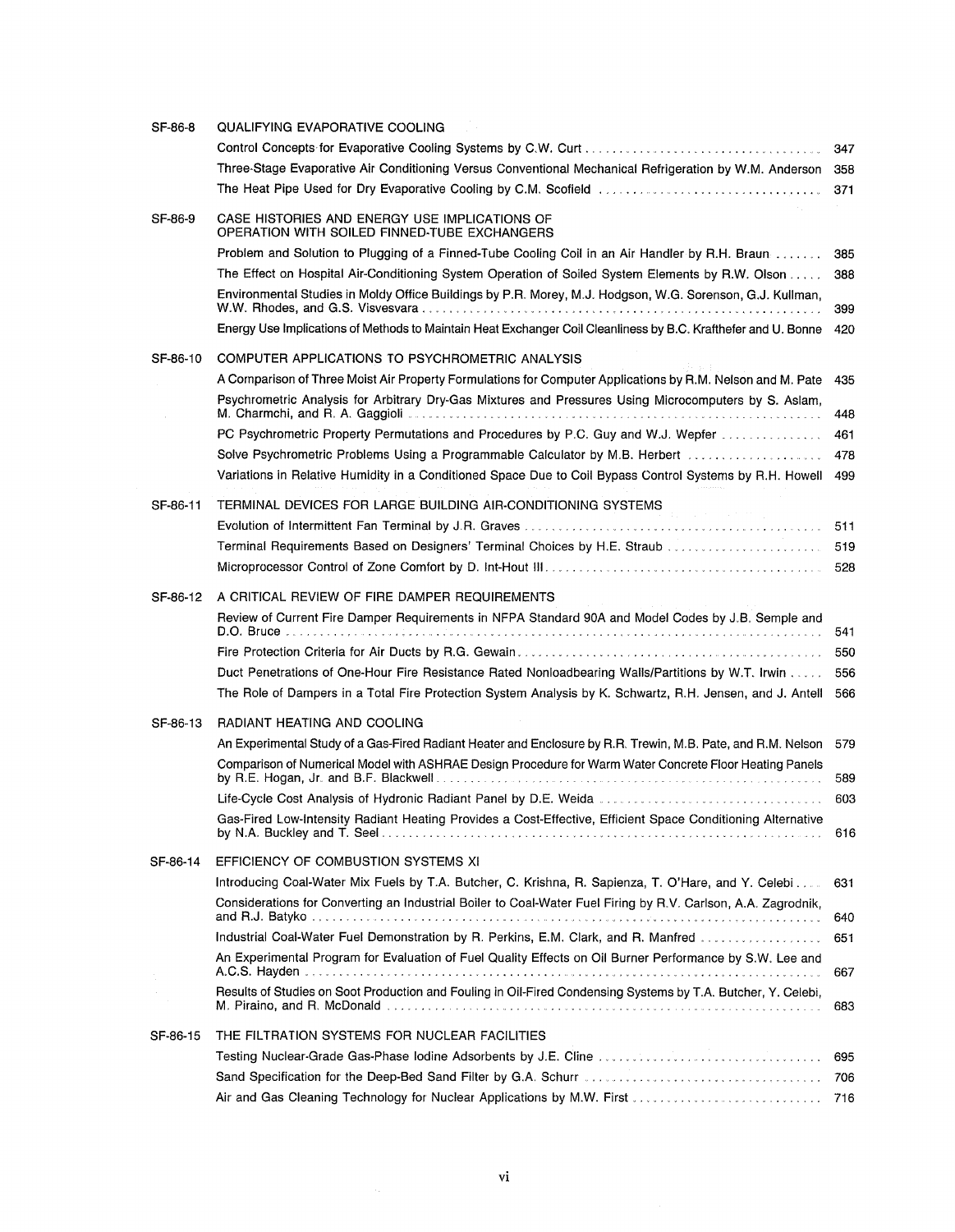| | | |
|---|---|---|
| SF-86-8 | QUALIFYING EVAPORATIVE COOLING | |
| | Control Concepts for Evaporative Cooling Systems by C.W. Curt | 347 |
| | Three-Stage Evaporative Air Conditioning Versus Conventional Mechanical Refrigeration by W.M. Anderson | 358 |
| | The Heat Pipe Used for Dry Evaporative Cooling by C.M. Scofield | 371 |
| SF-86-9 | CASE HISTORIES AND ENERGY USE IMPLICATIONS OF OPERATION WITH SOILED FINNED-TUBE EXCHANGERS | |
| | Problem and Solution to Plugging of a Finned-Tube Cooling Coil in an Air Handler by R.H. Braun | 385 |
| | The Effect on Hospital Air-Conditioning System Operation of Soiled System Elements by R.W. Olson | 388 |
| | Environmental Studies in Moldy Office Buildings by P.R. Morey, M.J. Hodgson, W.G. Sorenson, G.J. Kullman, W.W. Rhodes, and G.S. Visvesvara | 399 |
| | Energy Use Implications of Methods to Maintain Heat Exchanger Coil Cleanliness by B.C. Krafthefer and U. Bonne | 420 |
| SF-86-10 | COMPUTER APPLICATIONS TO PSYCHROMETRIC ANALYSIS | |
| | A Comparison of Three Moist Air Property Formulations for Computer Applications by R.M. Nelson and M. Pate | 435 |
| | Psychrometric Analysis for Arbitrary Dry-Gas Mixtures and Pressures Using Microcomputers by S. Aslam, M. Charmchi, and R. A. Gaggioli | 448 |
| | PC Psychrometric Property Permutations and Procedures by P.C. Guy and W.J. Wepfer | 461 |
| | Solve Psychrometric Problems Using a Programmable Calculator by M.B. Herbert | 478 |
| | Variations in Relative Humidity in a Conditioned Space Due to Coil Bypass Control Systems by R.H. Howell | 499 |
| SF-86-11 | TERMINAL DEVICES FOR LARGE BUILDING AIR-CONDITIONING SYSTEMS | |
| | Evolution of Intermittent Fan Terminal by J.R. Graves | 511 |
| | Terminal Requirements Based on Designers' Terminal Choices by H.E. Straub | 519 |
| | Microprocessor Control of Zone Comfort by D. Int-Hout III | 528 |
| SF-86-12 | A CRITICAL REVIEW OF FIRE DAMPER REQUIREMENTS | |
| | Review of Current Fire Damper Requirements in NFPA Standard 90A and Model Codes by J.B. Semple and D.O. Bruce | 541 |
| | Fire Protection Criteria for Air Ducts by R.G. Gewain | 550 |
| | Duct Penetrations of One-Hour Fire Resistance Rated Nonloadbearing Walls/Partitions by W.T. Irwin | 556 |
| | The Role of Dampers in a Total Fire Protection System Analysis by K. Schwartz, R.H. Jensen, and J. Antell | 566 |
| SF-86-13 | RADIANT HEATING AND COOLING | |
| | An Experimental Study of a Gas-Fired Radiant Heater and Enclosure by R.R. Trewin, M.B. Pate, and R.M. Nelson | 579 |
| | Comparison of Numerical Model with ASHRAE Design Procedure for Warm Water Concrete Floor Heating Panels by R.E. Hogan, Jr. and B.F. Blackwell | 589 |
| | Life-Cycle Cost Analysis of Hydronic Radiant Panel by D.E. Weida | 603 |
| | Gas-Fired Low-Intensity Radiant Heating Provides a Cost-Effective, Efficient Space Conditioning Alternative by N.A. Buckley and T. Seel | 616 |
| SF-86-14 | EFFICIENCY OF COMBUSTION SYSTEMS XI | |
| | Introducing Coal-Water Mix Fuels by T.A. Butcher, C. Krishna, R. Sapienza, T. O'Hare, and Y. Celebi | 631 |
| | Considerations for Converting an Industrial Boiler to Coal-Water Fuel Firing by R.V. Carlson, A.A. Zagrodnik, and R.J. Batyko | 640 |
| | Industrial Coal-Water Fuel Demonstration by R. Perkins, E.M. Clark, and R. Manfred | 651 |
| | An Experimental Program for Evaluation of Fuel Quality Effects on Oil Burner Performance by S.W. Lee and A.C.S. Hayden | 667 |
| | Results of Studies on Soot Production and Fouling in Oil-Fired Condensing Systems by T.A. Butcher, Y. Celebi, M. Piraino, and R. McDonald | 683 |
| SF-86-15 | THE FILTRATION SYSTEMS FOR NUCLEAR FACILITIES | |
| | Testing Nuclear-Grade Gas-Phase Iodine Adsorbents by J.E. Cline | 695 |
| | Sand Specification for the Deep-Bed Sand Filter by G.A. Schurr | 706 |
| | Air and Gas Cleaning Technology for Nuclear Applications by M.W. First | 716 |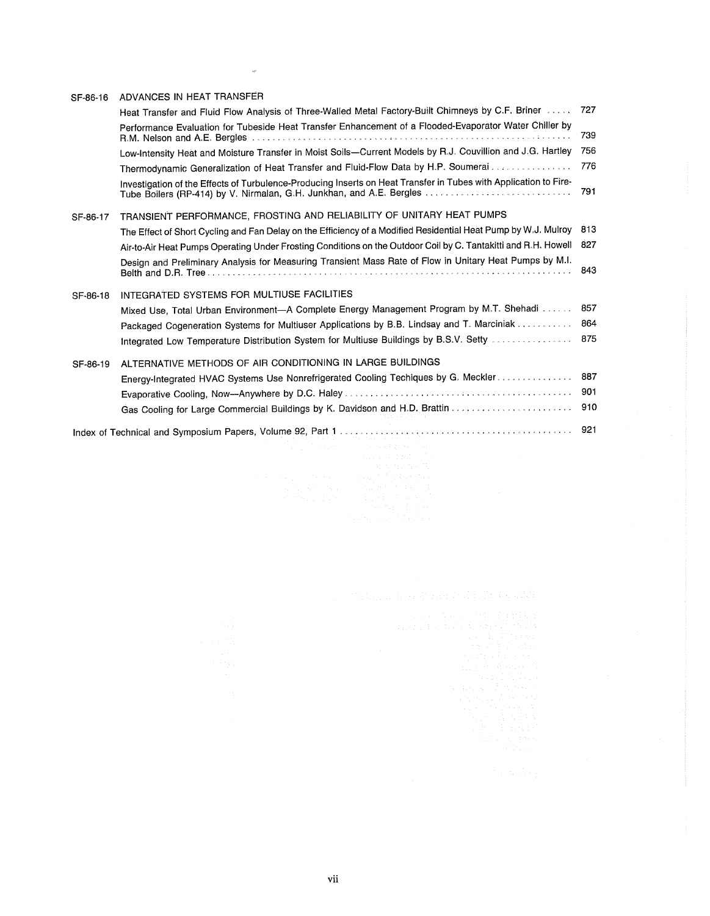SF-86-16 ADVANCES IN HEAT TRANSFER

| | | |
|---|---|---|
| | Heat Transfer and Fluid Flow Analysis of Three-Walled Metal Factory-Built Chimneys by C.F. Briner | 727 |
| | Performance Evaluation for Tubeside Heat Transfer Enhancement of a Flooded-Evaporator Water Chiller by R.M. Nelson and A.E. Bergles | 739 |
| | Low-Intensity Heat and Moisture Transfer in Moist Soils—Current Models by R.J. Couvillion and J.G. Hartley | 756 |
| | Thermodynamic Generalization of Heat Transfer and Fluid-Flow Data by H.P. Soumerai | 776 |
| | Investigation of the Effects of Turbulence-Producing Inserts on Heat Transfer in Tubes with Application to Fire-Tube Boilers (RP-414) by V. Nirmalan, G.H. Junkhan, and A.E. Bergles | 791 |
| SF-86-17 | TRANSIENT PERFORMANCE, FROSTING AND RELIABILITY OF UNITARY HEAT PUMPS | |
| | The Effect of Short Cycling and Fan Delay on the Efficiency of a Modified Residential Heat Pump by W.J. Mulroy | 813 |
| | Air-to-Air Heat Pumps Operating Under Frosting Conditions on the Outdoor Coil by C. Tantakitti and R.H. Howell | 827 |
| | Design and Preliminary Analysis for Measuring Transient Mass Rate of Flow in Unitary Heat Pumps by M.I. Belth and D.R. Tree | 843 |
| SF-86-18 | INTEGRATED SYSTEMS FOR MULTIUSE FACILITIES | |
| | Mixed Use, Total Urban Environment—A Complete Energy Management Program by M.T. Shehadi | 857 |
| | Packaged Cogeneration Systems for Multiuser Applications by B.B. Lindsay and T. Marciniak | 864 |
| | Integrated Low Temperature Distribution System for Multiuse Buildings by B.S.V. Setty | 875 |
| SF-86-19 | ALTERNATIVE METHODS OF AIR CONDITIONING IN LARGE BUILDINGS | |
| | Energy-Integrated HVAC Systems Use Nonrefrigerated Cooling Techiques by G. Meckler | 887 |
| | Evaporative Cooling, Now—Anywhere by D.C. Haley | 901 |
| | Gas Cooling for Large Commercial Buildings by K. Davidson and H.D. Brattin | 910 |

Index of Technical and Symposium Papers, Volume 92, Part 1 ... 921